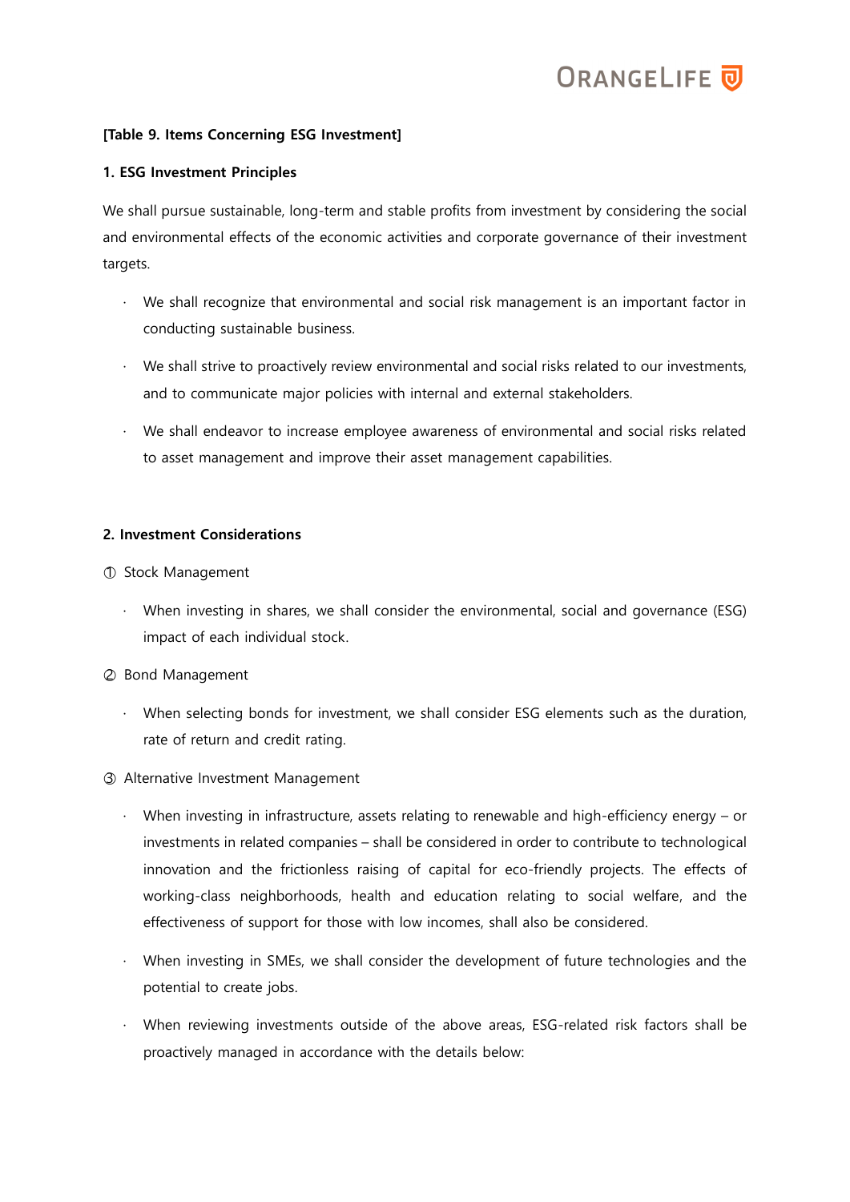**[Table 9. Items Concerning ESG Investment]**

**1. ESG Investment Principles**

We shall pursue sustainable, long-term and stable profits from investment by considering the social and environmental effects of the economic activities and corporate governance of their investment targets.

- We shall recognize that environmental and social risk management is an important factor in conducting sustainable business.
- We shall strive to proactively review environmental and social risks related to our investments, and to communicate major policies with internal and external stakeholders.
- We shall endeavor to increase employee awareness of environmental and social risks related to asset management and improve their asset management capabilities.

**2. Investment Considerations**

① Stock Management

- When investing in shares, we shall consider the environmental, social and governance (ESG) impact of each individual stock.

② Bond Management

- When selecting bonds for investment, we shall consider ESG elements such as the duration, rate of return and credit rating.

③ Alternative Investment Management

- When investing in infrastructure, assets relating to renewable and high-efficiency energy – or investments in related companies – shall be considered in order to contribute to technological innovation and the frictionless raising of capital for eco-friendly projects. The effects of working-class neighborhoods, health and education relating to social welfare, and the effectiveness of support for those with low incomes, shall also be considered.
- When investing in SMEs, we shall consider the development of future technologies and the potential to create jobs.
- When reviewing investments outside of the above areas, ESG-related risk factors shall be proactively managed in accordance with the details below: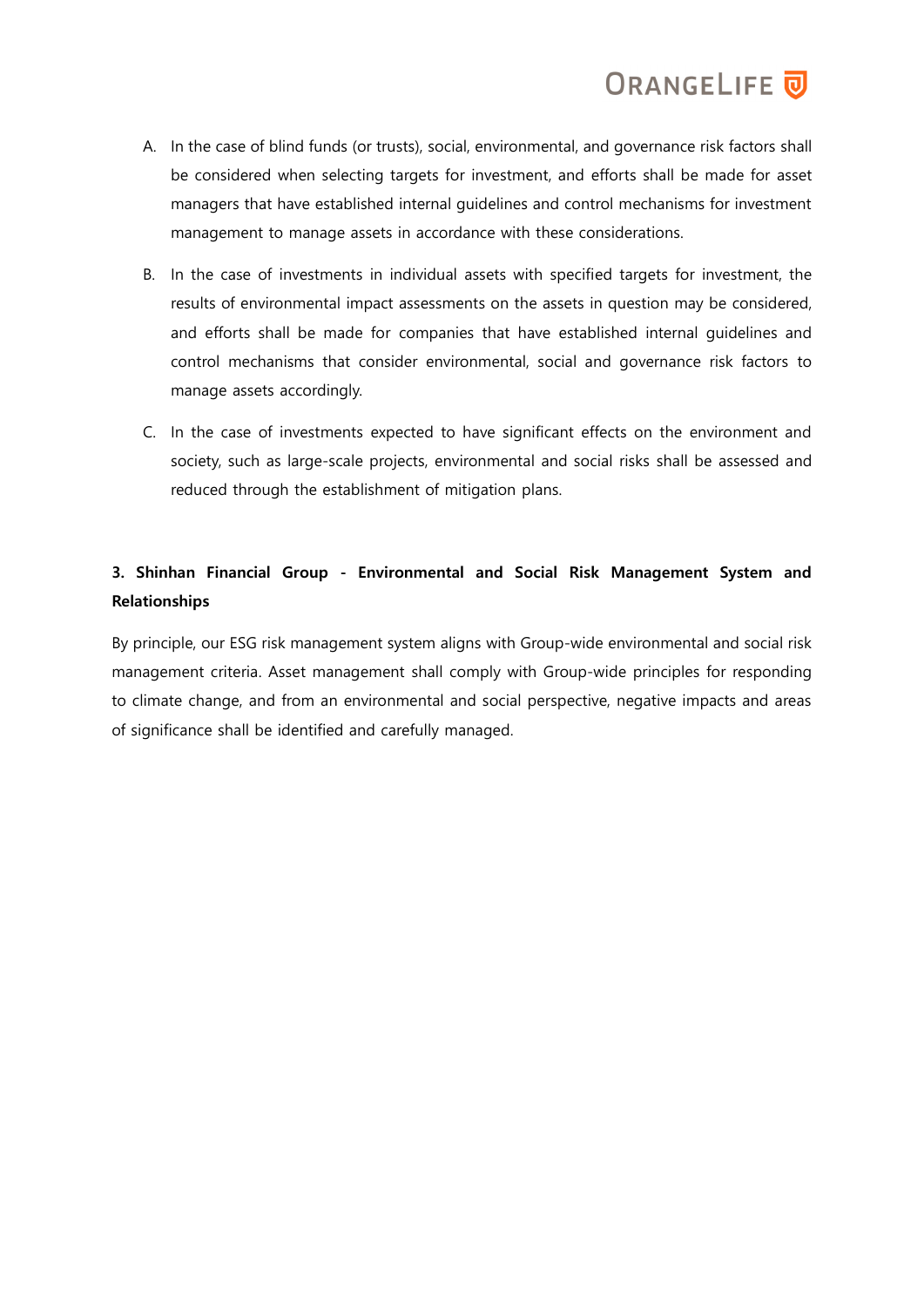A. In the case of blind funds (or trusts), social, environmental, and governance risk factors shall be considered when selecting targets for investment, and efforts shall be made for asset managers that have established internal guidelines and control mechanisms for investment management to manage assets in accordance with these considerations.

B. In the case of investments in individual assets with specified targets for investment, the results of environmental impact assessments on the assets in question may be considered, and efforts shall be made for companies that have established internal guidelines and control mechanisms that consider environmental, social and governance risk factors to manage assets accordingly.

C. In the case of investments expected to have significant effects on the environment and society, such as large-scale projects, environmental and social risks shall be assessed and reduced through the establishment of mitigation plans.

**3. Shinhan Financial Group - Environmental and Social Risk Management System and Relationships**

By principle, our ESG risk management system aligns with Group-wide environmental and social risk management criteria. Asset management shall comply with Group-wide principles for responding to climate change, and from an environmental and social perspective, negative impacts and areas of significance shall be identified and carefully managed.